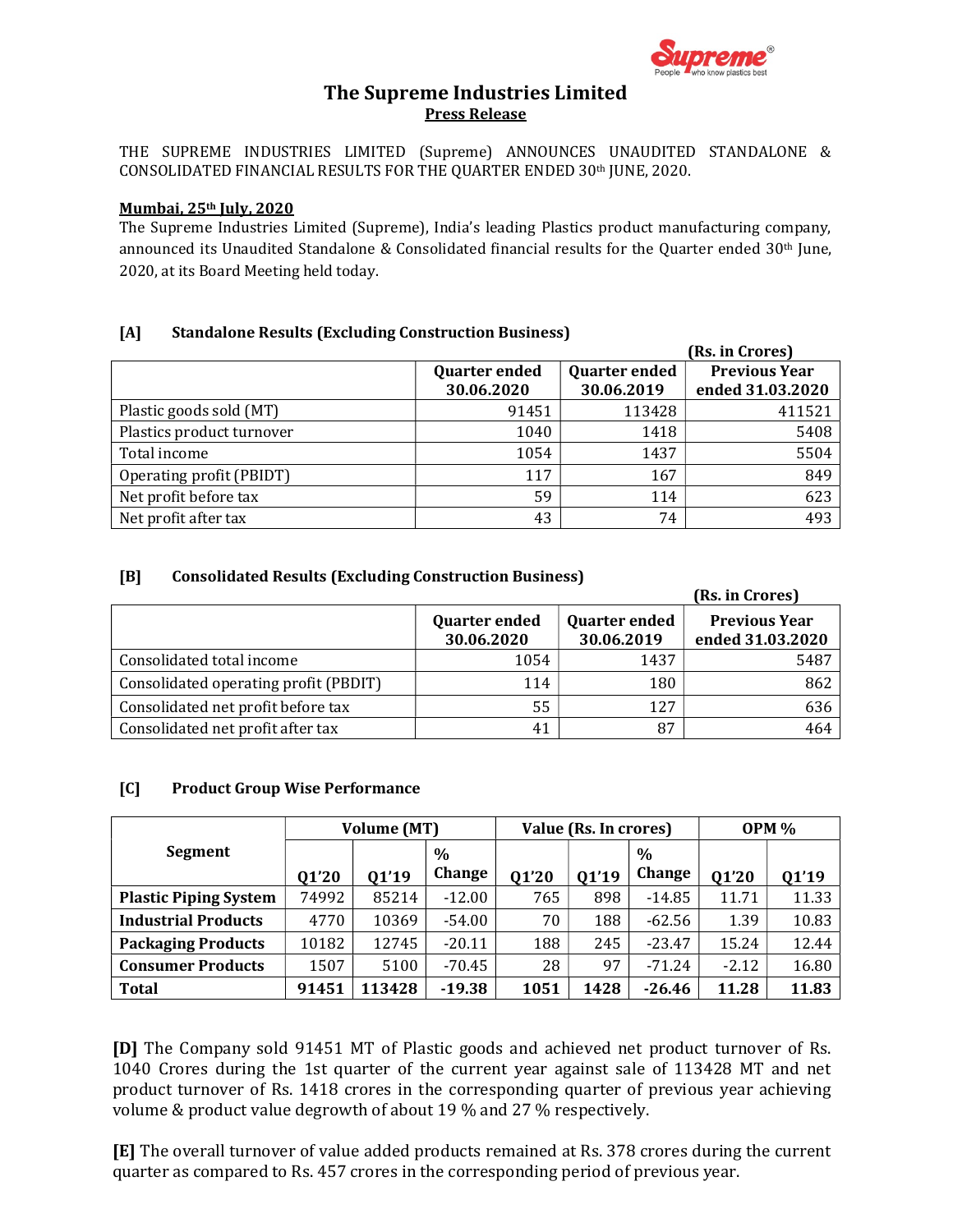# The Supreme Industries Limited

## Press Release

THE SUPREME INDUSTRIES LIMITED (Supreme) ANNOUNCES UNAUDITED STANDALONE & CONSOLIDATED FINANCIAL RESULTS FOR THE QUARTER ENDED 30th JUNE, 2020.

**Mumbai, 25th July, 2020**

The Supreme Industries Limited (Supreme), India's leading Plastics product manufacturing company, announced its Unaudited Standalone & Consolidated financial results for the Quarter ended 30th June, 2020, at its Board Meeting held today.

### [A] Standalone Results (Excluding Construction Business)

(Rs. in Crores)

| | Quarter ended 30.06.2020 | Quarter ended 30.06.2019 | Previous Year ended 31.03.2020 |
|---|---|---|---|
| Plastic goods sold (MT) | 91451 | 113428 | 411521 |
| Plastics product turnover | 1040 | 1418 | 5408 |
| Total income | 1054 | 1437 | 5504 |
| Operating profit (PBIDT) | 117 | 167 | 849 |
| Net profit before tax | 59 | 114 | 623 |
| Net profit after tax | 43 | 74 | 493 |

### [B] Consolidated Results (Excluding Construction Business)

(Rs. in Crores)

| | Quarter ended 30.06.2020 | Quarter ended 30.06.2019 | Previous Year ended 31.03.2020 |
|---|---|---|---|
| Consolidated total income | 1054 | 1437 | 5487 |
| Consolidated operating profit (PBDIT) | 114 | 180 | 862 |
| Consolidated net profit before tax | 55 | 127 | 636 |
| Consolidated net profit after tax | 41 | 87 | 464 |

### [C] Product Group Wise Performance

| Segment | Volume (MT) | | | Value (Rs. In crores) | | | OPM % | |
|---|---|---|---|---|---|---|---|---|
| | Q1'20 | Q1'19 | % Change | Q1'20 | Q1'19 | % Change | Q1'20 | Q1'19 |
| **Plastic Piping System** | 74992 | 85214 | -12.00 | 765 | 898 | -14.85 | 11.71 | 11.33 |
| **Industrial Products** | 4770 | 10369 | -54.00 | 70 | 188 | -62.56 | 1.39 | 10.83 |
| **Packaging Products** | 10182 | 12745 | -20.11 | 188 | 245 | -23.47 | 15.24 | 12.44 |
| **Consumer Products** | 1507 | 5100 | -70.45 | 28 | 97 | -71.24 | -2.12 | 16.80 |
| **Total** | **91451** | **113428** | **-19.38** | **1051** | **1428** | **-26.46** | **11.28** | **11.83** |

**[D]** The Company sold 91451 MT of Plastic goods and achieved net product turnover of Rs. 1040 Crores during the 1st quarter of the current year against sale of 113428 MT and net product turnover of Rs. 1418 crores in the corresponding quarter of previous year achieving volume & product value degrowth of about 19 % and 27 % respectively.

**[E]** The overall turnover of value added products remained at Rs. 378 crores during the current quarter as compared to Rs. 457 crores in the corresponding period of previous year.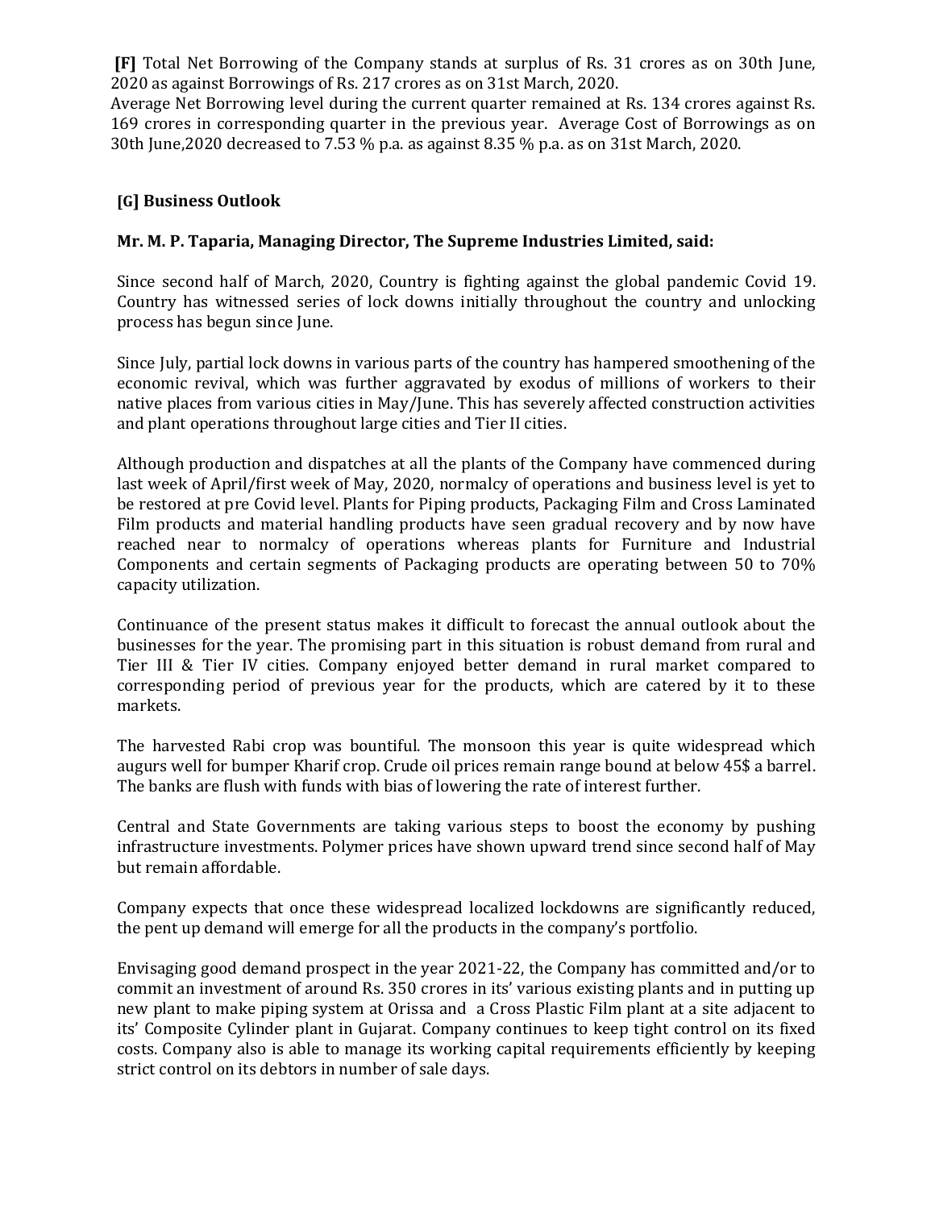**[F]** Total Net Borrowing of the Company stands at surplus of Rs. 31 crores as on 30th June, 2020 as against Borrowings of Rs. 217 crores as on 31st March, 2020.

Average Net Borrowing level during the current quarter remained at Rs. 134 crores against Rs. 169 crores in corresponding quarter in the previous year. Average Cost of Borrowings as on 30th June,2020 decreased to 7.53 % p.a. as against 8.35 % p.a. as on 31st March, 2020.

### [G] Business Outlook

**Mr. M. P. Taparia, Managing Director, The Supreme Industries Limited, said:**

Since second half of March, 2020, Country is fighting against the global pandemic Covid 19. Country has witnessed series of lock downs initially throughout the country and unlocking process has begun since June.

Since July, partial lock downs in various parts of the country has hampered smoothening of the economic revival, which was further aggravated by exodus of millions of workers to their native places from various cities in May/June. This has severely affected construction activities and plant operations throughout large cities and Tier II cities.

Although production and dispatches at all the plants of the Company have commenced during last week of April/first week of May, 2020, normalcy of operations and business level is yet to be restored at pre Covid level. Plants for Piping products, Packaging Film and Cross Laminated Film products and material handling products have seen gradual recovery and by now have reached near to normalcy of operations whereas plants for Furniture and Industrial Components and certain segments of Packaging products are operating between 50 to 70% capacity utilization.

Continuance of the present status makes it difficult to forecast the annual outlook about the businesses for the year. The promising part in this situation is robust demand from rural and Tier III & Tier IV cities. Company enjoyed better demand in rural market compared to corresponding period of previous year for the products, which are catered by it to these markets.

The harvested Rabi crop was bountiful. The monsoon this year is quite widespread which augurs well for bumper Kharif crop. Crude oil prices remain range bound at below 45$ a barrel. The banks are flush with funds with bias of lowering the rate of interest further.

Central and State Governments are taking various steps to boost the economy by pushing infrastructure investments. Polymer prices have shown upward trend since second half of May but remain affordable.

Company expects that once these widespread localized lockdowns are significantly reduced, the pent up demand will emerge for all the products in the company's portfolio.

Envisaging good demand prospect in the year 2021-22, the Company has committed and/or to commit an investment of around Rs. 350 crores in its' various existing plants and in putting up new plant to make piping system at Orissa and a Cross Plastic Film plant at a site adjacent to its' Composite Cylinder plant in Gujarat. Company continues to keep tight control on its fixed costs. Company also is able to manage its working capital requirements efficiently by keeping strict control on its debtors in number of sale days.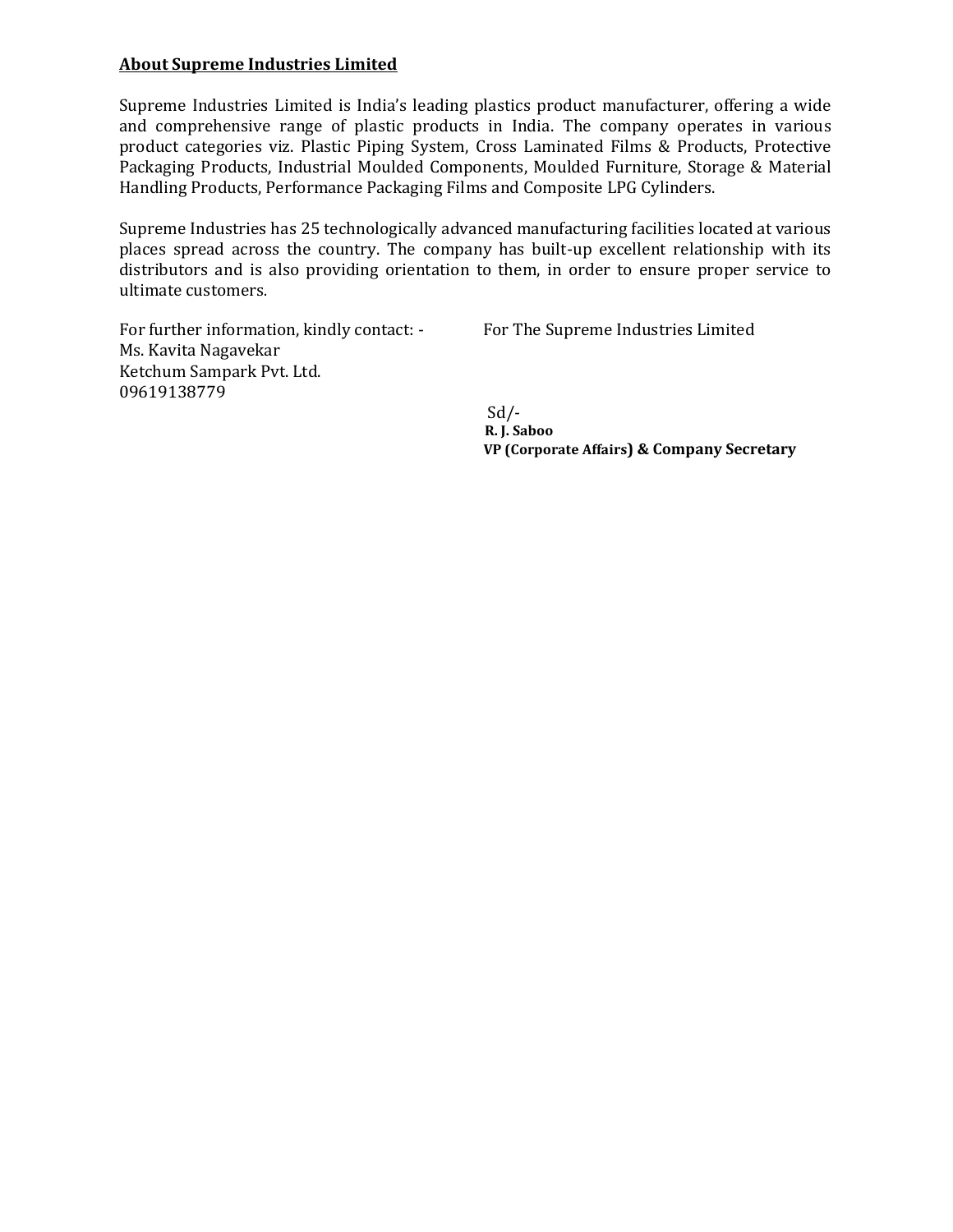**About Supreme Industries Limited**

Supreme Industries Limited is India's leading plastics product manufacturer, offering a wide and comprehensive range of plastic products in India. The company operates in various product categories viz. Plastic Piping System, Cross Laminated Films & Products, Protective Packaging Products, Industrial Moulded Components, Moulded Furniture, Storage & Material Handling Products, Performance Packaging Films and Composite LPG Cylinders.

Supreme Industries has 25 technologically advanced manufacturing facilities located at various places spread across the country. The company has built-up excellent relationship with its distributors and is also providing orientation to them, in order to ensure proper service to ultimate customers.

For further information, kindly contact: -
Ms. Kavita Nagavekar
Ketchum Sampark Pvt. Ltd.
09619138779

For The Supreme Industries Limited

Sd/-
**R. J. Saboo**
**VP (Corporate Affairs) & Company Secretary**